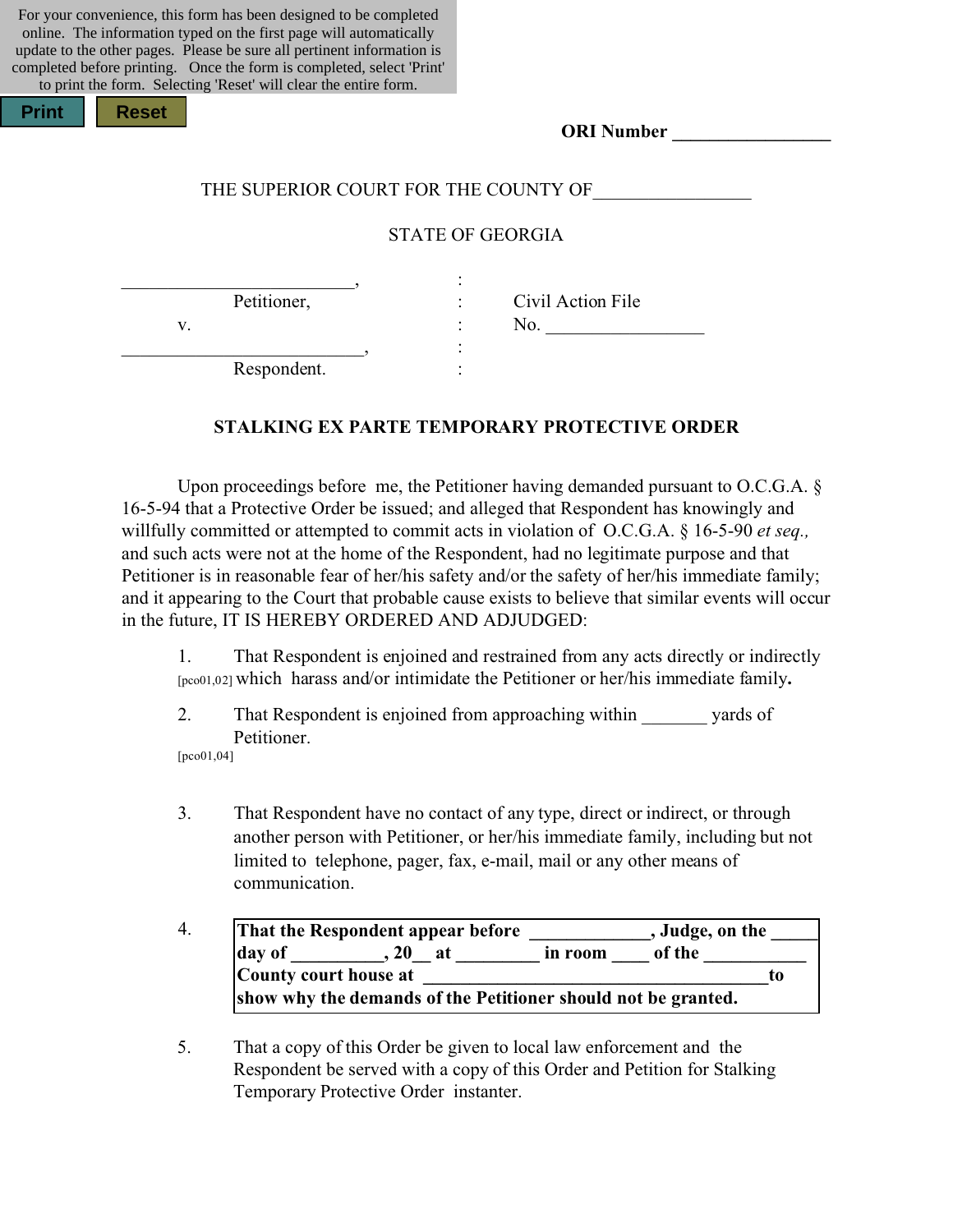For your convenience, this form has been designed to be completed online. The information typed on the first page will automatically update to the other pages. Please be sure all pertinent information is completed before printing. Once the form is completed, select 'Print' to print the form. Selecting 'Reset' will clear the entire form.

Print Reset

**ORI Number** _________________

THE SUPERIOR COURT FOR THE COUNTY OF_________________

STATE OF GEORGIA

___________________________, :
Petitioner, : Civil Action File
v. : No. _________________
___________________________, :
Respondent. :

**STALKING EX PARTE TEMPORARY PROTECTIVE ORDER**

Upon proceedings before me, the Petitioner having demanded pursuant to O.C.G.A. § 16-5-94 that a Protective Order be issued; and alleged that Respondent has knowingly and willfully committed or attempted to commit acts in violation of O.C.G.A. § 16-5-90 *et seq.,* and such acts were not at the home of the Respondent, had no legitimate purpose and that Petitioner is in reasonable fear of her/his safety and/or the safety of her/his immediate family; and it appearing to the Court that probable cause exists to believe that similar events will occur in the future, IT IS HEREBY ORDERED AND ADJUDGED:

1. That Respondent is enjoined and restrained from any acts directly or indirectly [pco01,02] which harass and/or intimidate the Petitioner or her/his immediate family**.**

2. That Respondent is enjoined from approaching within _______ yards of Petitioner.
[pco01,04]

3. That Respondent have no contact of any type, direct or indirect, or through another person with Petitioner, or her/his immediate family, including but not limited to telephone, pager, fax, e-mail, mail or any other means of communication.

4. **That the Respondent appear before _____________, Judge, on the _____ day of __________, 20__ at _________ in room ____ of the ___________ County court house at _______________________________________to show why the demands of the Petitioner should not be granted.**

5. That a copy of this Order be given to local law enforcement and the Respondent be served with a copy of this Order and Petition for Stalking Temporary Protective Order instanter.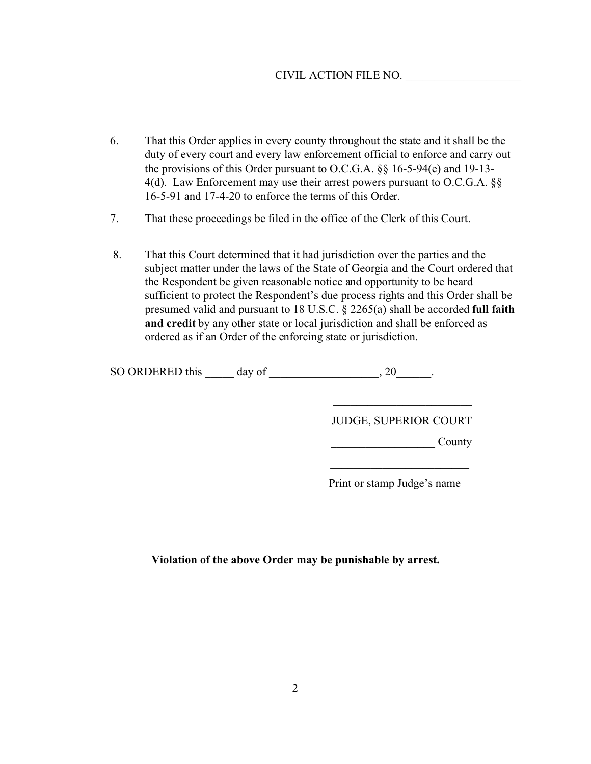CIVIL ACTION FILE NO. ____________________

6. That this Order applies in every county throughout the state and it shall be the duty of every court and every law enforcement official to enforce and carry out the provisions of this Order pursuant to O.C.G.A. §§ 16-5-94(e) and 19-13-4(d). Law Enforcement may use their arrest powers pursuant to O.C.G.A. §§ 16-5-91 and 17-4-20 to enforce the terms of this Order.

7. That these proceedings be filed in the office of the Clerk of this Court.

8. That this Court determined that it had jurisdiction over the parties and the subject matter under the laws of the State of Georgia and the Court ordered that the Respondent be given reasonable notice and opportunity to be heard sufficient to protect the Respondent's due process rights and this Order shall be presumed valid and pursuant to 18 U.S.C. § 2265(a) shall be accorded **full faith and credit** by any other state or local jurisdiction and shall be enforced as ordered as if an Order of the enforcing state or jurisdiction.

SO ORDERED this _____ day of ___________________, 20______.

________________________
JUDGE, SUPERIOR COURT

__________________ County

________________________
Print or stamp Judge's name

**Violation of the above Order may be punishable by arrest.**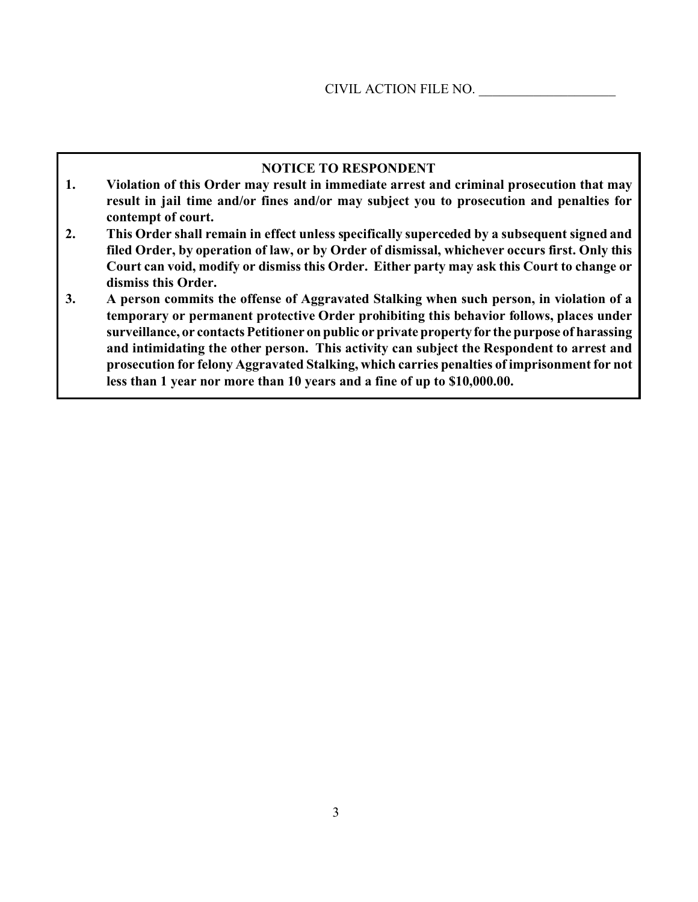CIVIL ACTION FILE NO. ____________________

**NOTICE TO RESPONDENT**

1. **Violation of this Order may result in immediate arrest and criminal prosecution that may result in jail time and/or fines and/or may subject you to prosecution and penalties for contempt of court.**
2. **This Order shall remain in effect unless specifically superceded by a subsequent signed and filed Order, by operation of law, or by Order of dismissal, whichever occurs first. Only this Court can void, modify or dismiss this Order. Either party may ask this Court to change or dismiss this Order.**
3. **A person commits the offense of Aggravated Stalking when such person, in violation of a temporary or permanent protective Order prohibiting this behavior follows, places under surveillance, or contacts Petitioner on public or private property for the purpose of harassing and intimidating the other person. This activity can subject the Respondent to arrest and prosecution for felony Aggravated Stalking, which carries penalties of imprisonment for not less than 1 year nor more than 10 years and a fine of up to $10,000.00.**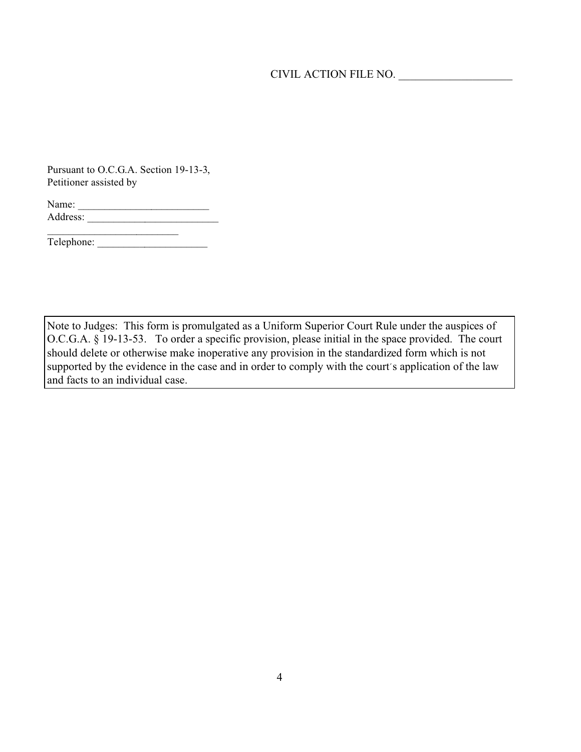CIVIL ACTION FILE NO. ____________________

Pursuant to O.C.G.A. Section 19-13-3,
Petitioner assisted by

Name: _________________________
Address: _________________________
_________________________
Telephone: _____________________

> Note to Judges: This form is promulgated as a Uniform Superior Court Rule under the auspices of O.C.G.A. § 19-13-53. To order a specific provision, please initial in the space provided. The court should delete or otherwise make inoperative any provision in the standardized form which is not supported by the evidence in the case and in order to comply with the court´s application of the law and facts to an individual case.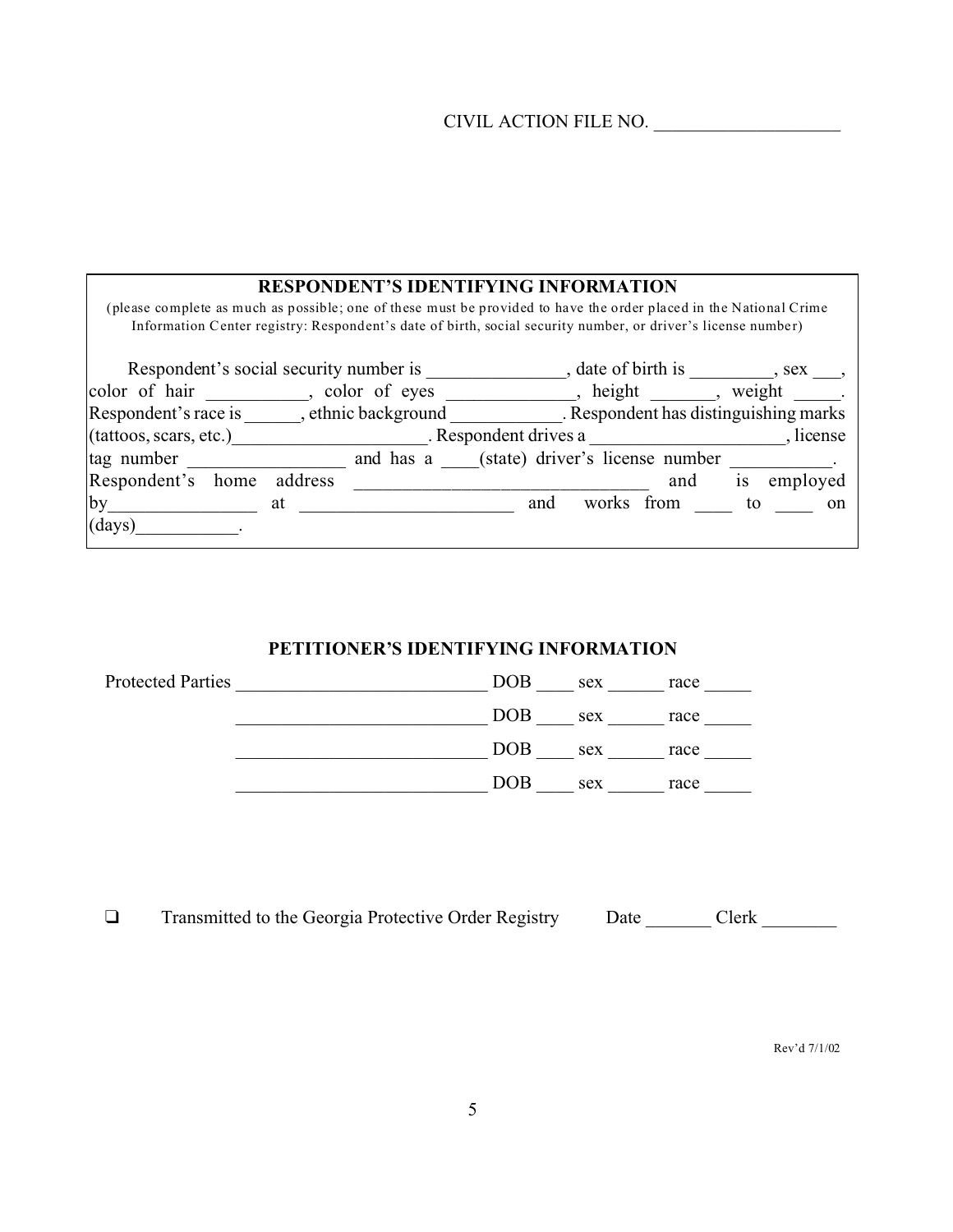CIVIL ACTION FILE NO. ____________________

**RESPONDENT'S IDENTIFYING INFORMATION**

(please complete as much as possible; one of these must be provided to have the order placed in the National Crime Information Center registry: Respondent's date of birth, social security number, or driver's license number)

Respondent's social security number is _______________, date of birth is _________, sex ___, color of hair ___________, color of eyes ______________, height _______, weight _____. Respondent's race is ______, ethnic background ____________. Respondent has distinguishing marks (tattoos, scars, etc.)_____________________. Respondent drives a _____________________, license tag number _________________ and has a ____(state) driver's license number ___________. Respondent's home address ________________________________ and is employed by________________ at _______________________ and works from ____ to ____ on (days)___________.

**PETITIONER'S IDENTIFYING INFORMATION**

Protected Parties ___________________________ DOB ____ sex ______ race _____

___________________________ DOB ____ sex ______ race _____

___________________________ DOB ____ sex ______ race _____

___________________________ DOB ____ sex ______ race _____

❑ Transmitted to the Georgia Protective Order Registry Date _______ Clerk ________

Rev'd 7/1/02